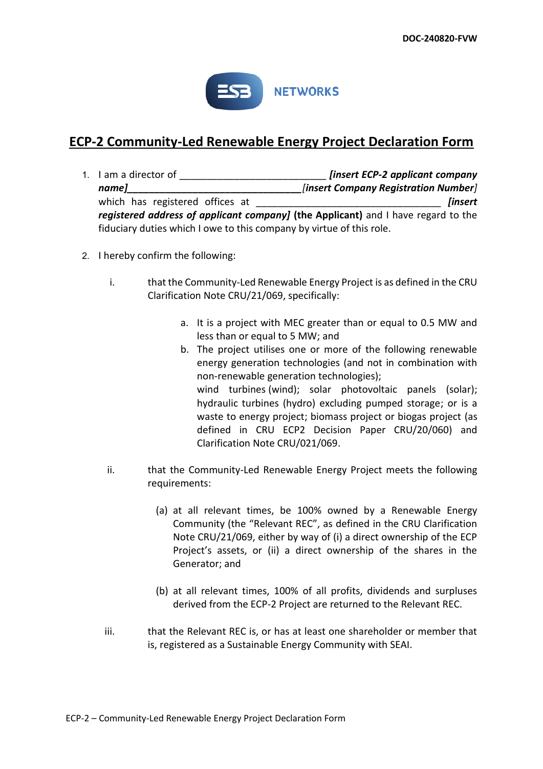DOC-240820-FVW

ESB NETWORKS

# ECP-2 Community-Led Renewable Energy Project Declaration Form

1. I am a director of ___________________________ ***[insert ECP-2 applicant company name]***_________________________________*[insert Company Registration Number]* which has registered offices at __________________________________ ***[insert registered address of applicant company]*** **(the Applicant)** and I have regard to the fiduciary duties which I owe to this company by virtue of this role.

2. I hereby confirm the following:

   i. that the Community-Led Renewable Energy Project is as defined in the CRU Clarification Note CRU/21/069, specifically:

      a. It is a project with MEC greater than or equal to 0.5 MW and less than or equal to 5 MW; and
      b. The project utilises one or more of the following renewable energy generation technologies (and not in combination with non-renewable generation technologies);
         wind turbines (wind); solar photovoltaic panels (solar); hydraulic turbines (hydro) excluding pumped storage; or is a waste to energy project; biomass project or biogas project (as defined in CRU ECP2 Decision Paper CRU/20/060) and Clarification Note CRU/021/069.

   ii. that the Community-Led Renewable Energy Project meets the following requirements:

      (a) at all relevant times, be 100% owned by a Renewable Energy Community (the "Relevant REC", as defined in the CRU Clarification Note CRU/21/069, either by way of (i) a direct ownership of the ECP Project's assets, or (ii) a direct ownership of the shares in the Generator; and

      (b) at all relevant times, 100% of all profits, dividends and surpluses derived from the ECP-2 Project are returned to the Relevant REC.

   iii. that the Relevant REC is, or has at least one shareholder or member that is, registered as a Sustainable Energy Community with SEAI.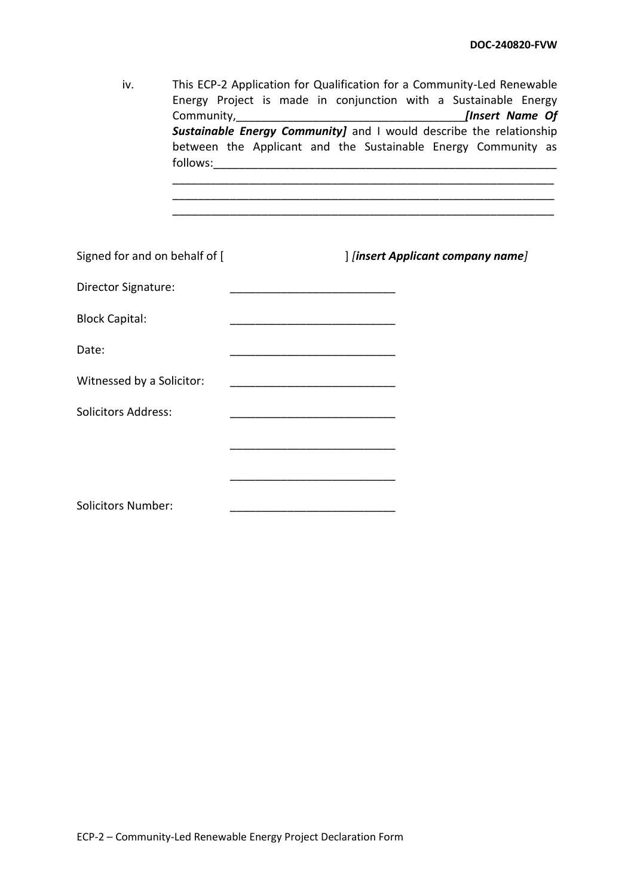iv. This ECP-2 Application for Qualification for a Community-Led Renewable Energy Project is made in conjunction with a Sustainable Energy Community,____________________________________***[Insert Name Of Sustainable Energy Community]*** and I would describe the relationship between the Applicant and the Sustainable Energy Community as follows:_______________________________________________________
_________________________________________________________________
_________________________________________________________________
_________________________________________________________________

Signed for and on behalf of [                                        ] [***insert Applicant company name***]

Director Signature: __________________________

Block Capital: __________________________

Date: __________________________

Witnessed by a Solicitor: __________________________

Solicitors Address: __________________________

__________________________

__________________________

Solicitors Number: __________________________